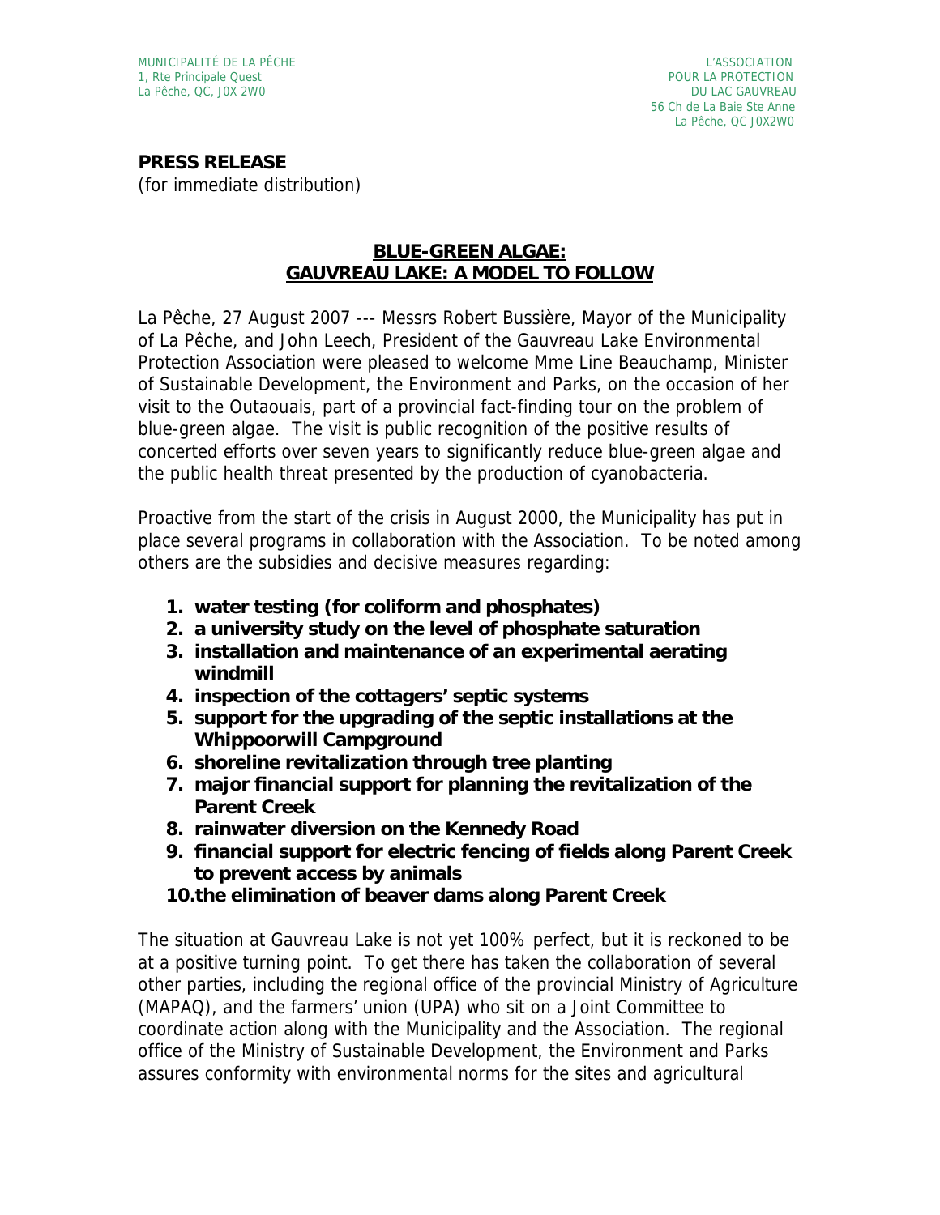MUNICIPALITÉ DE LA PÊCHE
1, Rte Principale Quest
La Pêche, QC, J0X 2W0

L'ASSOCIATION
POUR LA PROTECTION
DU LAC GAUVREAU
56 Ch de La Baie Ste Anne
La Pêche, QC J0X2W0

**PRESS RELEASE**
(for immediate distribution)

## BLUE-GREEN ALGAE: GAUVREAU LAKE: A MODEL TO FOLLOW

La Pêche, 27 August 2007 --- Messrs Robert Bussière, Mayor of the Municipality of La Pêche, and John Leech, President of the Gauvreau Lake Environmental Protection Association were pleased to welcome Mme Line Beauchamp, Minister of Sustainable Development, the Environment and Parks, on the occasion of her visit to the Outaouais, part of a provincial fact-finding tour on the problem of blue-green algae. The visit is public recognition of the positive results of concerted efforts over seven years to significantly reduce blue-green algae and the public health threat presented by the production of cyanobacteria.

Proactive from the start of the crisis in August 2000, the Municipality has put in place several programs in collaboration with the Association. To be noted among others are the subsidies and decisive measures regarding:

1. **water testing (for coliform and phosphates)**
2. **a university study on the level of phosphate saturation**
3. **installation and maintenance of an experimental aerating windmill**
4. **inspection of the cottagers' septic systems**
5. **support for the upgrading of the septic installations at the Whippoorwill Campground**
6. **shoreline revitalization through tree planting**
7. **major financial support for planning the revitalization of the Parent Creek**
8. **rainwater diversion on the Kennedy Road**
9. **financial support for electric fencing of fields along Parent Creek to prevent access by animals**
10. **the elimination of beaver dams along Parent Creek**

The situation at Gauvreau Lake is not yet 100% perfect, but it is reckoned to be at a positive turning point. To get there has taken the collaboration of several other parties, including the regional office of the provincial Ministry of Agriculture (MAPAQ), and the farmers' union (UPA) who sit on a Joint Committee to coordinate action along with the Municipality and the Association. The regional office of the Ministry of Sustainable Development, the Environment and Parks assures conformity with environmental norms for the sites and agricultural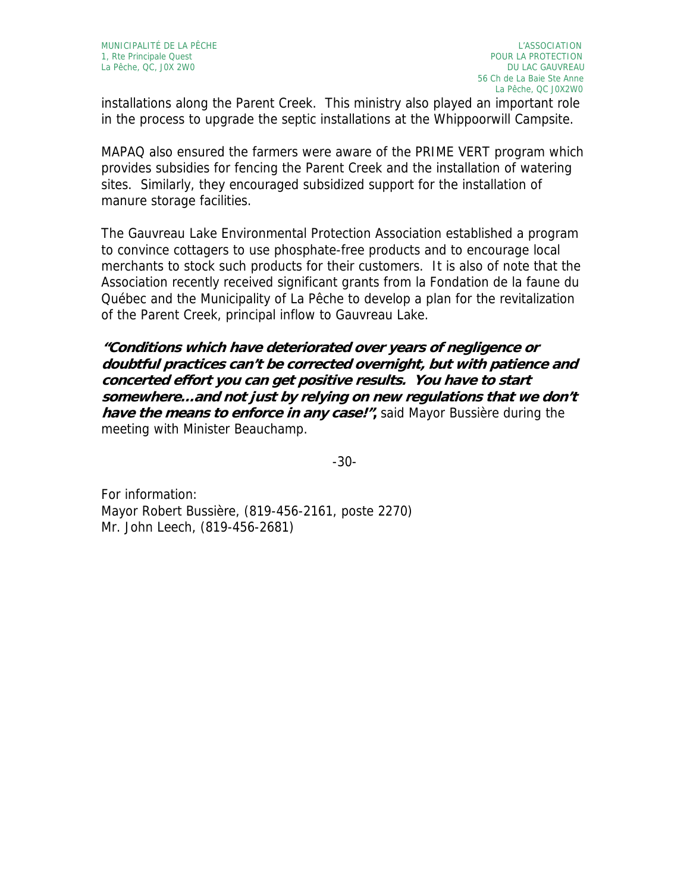installations along the Parent Creek. This ministry also played an important role in the process to upgrade the septic installations at the Whippoorwill Campsite.

MAPAQ also ensured the farmers were aware of the PRIME VERT program which provides subsidies for fencing the Parent Creek and the installation of watering sites. Similarly, they encouraged subsidized support for the installation of manure storage facilities.

The Gauvreau Lake Environmental Protection Association established a program to convince cottagers to use phosphate-free products and to encourage local merchants to stock such products for their customers. It is also of note that the Association recently received significant grants from la Fondation de la faune du Québec and the Municipality of La Pêche to develop a plan for the revitalization of the Parent Creek, principal inflow to Gauvreau Lake.

***"Conditions which have deteriorated over years of negligence or doubtful practices can't be corrected overnight, but with patience and concerted effort you can get positive results. You have to start somewhere…and not just by relying on new regulations that we don't have the means to enforce in any case!",*** said Mayor Bussière during the meeting with Minister Beauchamp.

-30-

For information:
Mayor Robert Bussière, (819-456-2161, poste 2270)
Mr. John Leech, (819-456-2681)